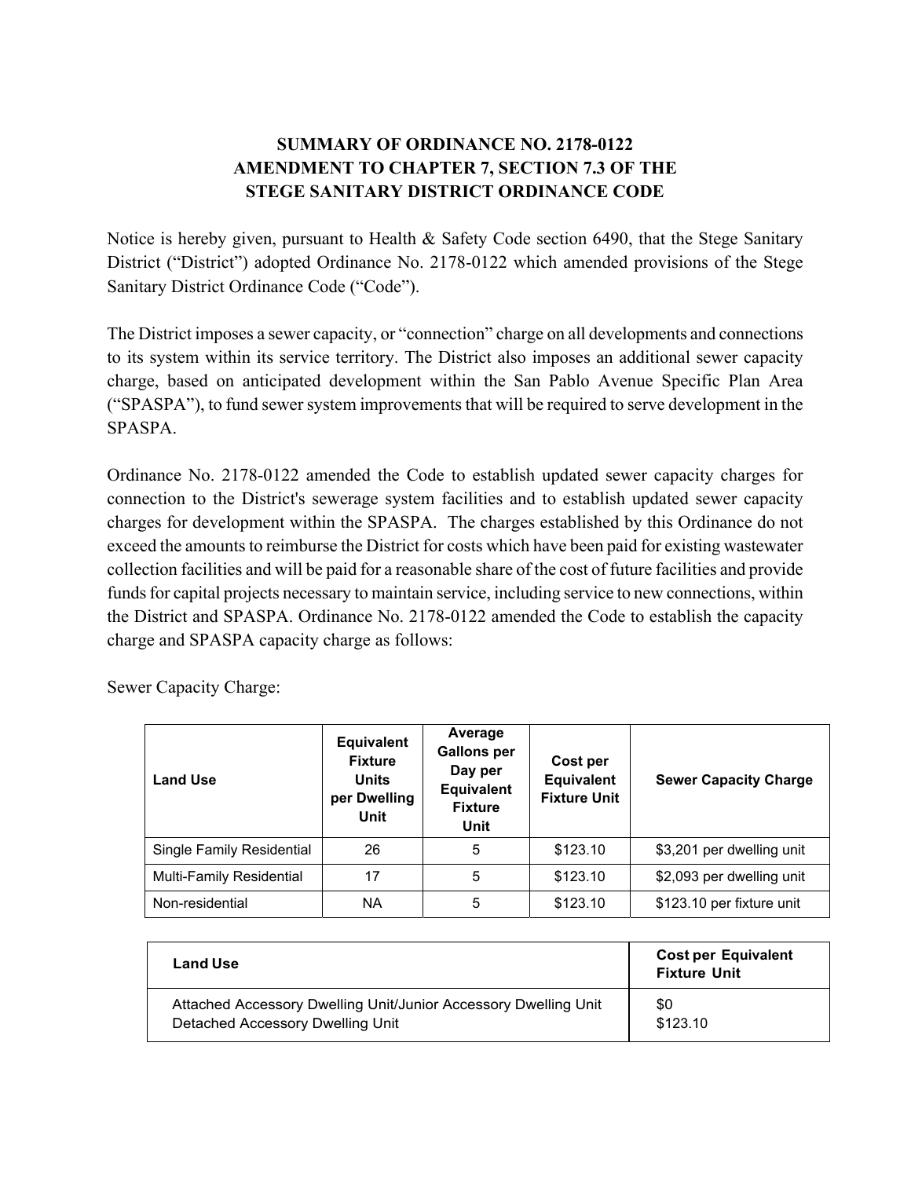# SUMMARY OF ORDINANCE NO. 2178-0122
# AMENDMENT TO CHAPTER 7, SECTION 7.3 OF THE STEGE SANITARY DISTRICT ORDINANCE CODE

Notice is hereby given, pursuant to Health & Safety Code section 6490, that the Stege Sanitary District ("District") adopted Ordinance No. 2178-0122 which amended provisions of the Stege Sanitary District Ordinance Code ("Code").

The District imposes a sewer capacity, or "connection" charge on all developments and connections to its system within its service territory. The District also imposes an additional sewer capacity charge, based on anticipated development within the San Pablo Avenue Specific Plan Area ("SPASPA"), to fund sewer system improvements that will be required to serve development in the SPASPA.

Ordinance No. 2178-0122 amended the Code to establish updated sewer capacity charges for connection to the District's sewerage system facilities and to establish updated sewer capacity charges for development within the SPASPA. The charges established by this Ordinance do not exceed the amounts to reimburse the District for costs which have been paid for existing wastewater collection facilities and will be paid for a reasonable share of the cost of future facilities and provide funds for capital projects necessary to maintain service, including service to new connections, within the District and SPASPA. Ordinance No. 2178-0122 amended the Code to establish the capacity charge and SPASPA capacity charge as follows:

Sewer Capacity Charge:

| Land Use | Equivalent Fixture Units per Dwelling Unit | Average Gallons per Day per Equivalent Fixture Unit | Cost per Equivalent Fixture Unit | Sewer Capacity Charge |
|---|---|---|---|---|
| Single Family Residential | 26 | 5 | $123.10 | $3,201 per dwelling unit |
| Multi-Family Residential | 17 | 5 | $123.10 | $2,093 per dwelling unit |
| Non-residential | NA | 5 | $123.10 | $123.10 per fixture unit |

| Land Use | Cost per Equivalent Fixture Unit |
|---|---|
| Attached Accessory Dwelling Unit/Junior Accessory Dwelling Unit | $0 |
| Detached Accessory Dwelling Unit | $123.10 |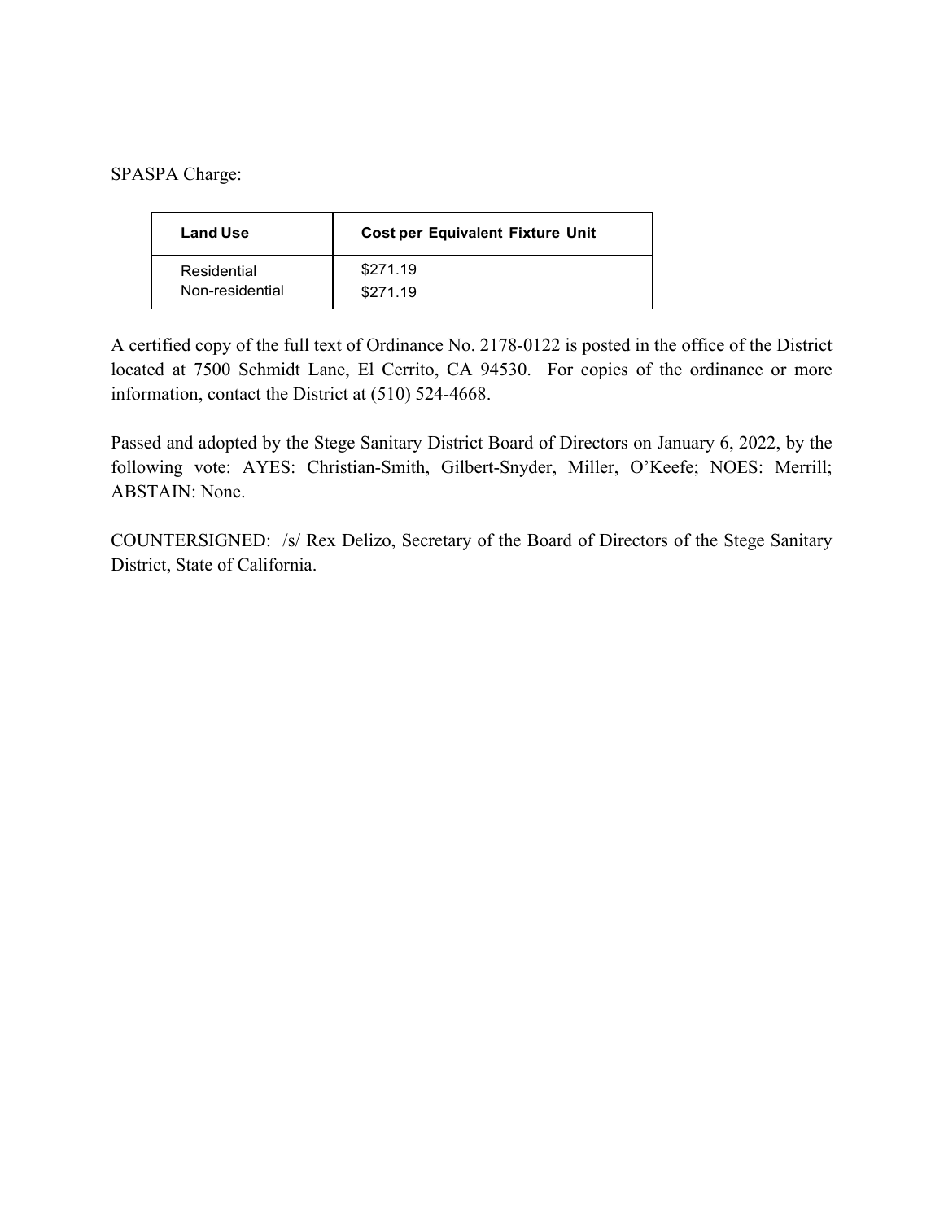SPASPA Charge:

| Land Use | Cost per Equivalent Fixture Unit |
| --- | --- |
| Residential | $271.19 |
| Non-residential | $271.19 |

A certified copy of the full text of Ordinance No. 2178-0122 is posted in the office of the District located at 7500 Schmidt Lane, El Cerrito, CA 94530. For copies of the ordinance or more information, contact the District at (510) 524-4668.

Passed and adopted by the Stege Sanitary District Board of Directors on January 6, 2022, by the following vote: AYES: Christian-Smith, Gilbert-Snyder, Miller, O'Keefe; NOES: Merrill; ABSTAIN: None.

COUNTERSIGNED: /s/ Rex Delizo, Secretary of the Board of Directors of the Stege Sanitary District, State of California.